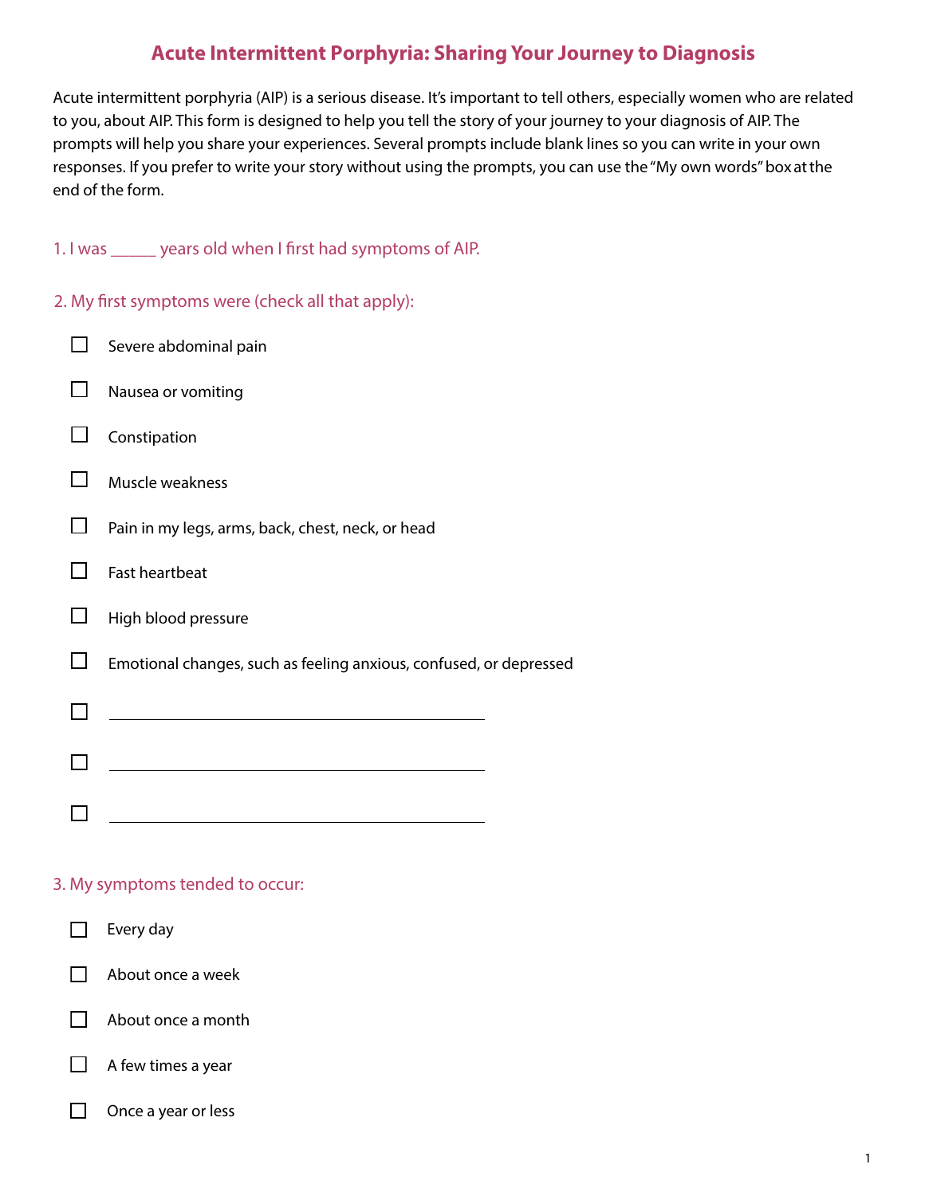# Acute Intermittent Porphyria: Sharing Your Journey to Diagnosis

Acute intermittent porphyria (AIP) is a serious disease. It's important to tell others, especially women who are related to you, about AIP. This form is designed to help you tell the story of your journey to your diagnosis of AIP. The prompts will help you share your experiences. Several prompts include blank lines so you can write in your own responses. If you prefer to write your story without using the prompts, you can use the "My own words" box at the end of the form.

1. I was _____ years old when I first had symptoms of AIP.

2. My first symptoms were (check all that apply):

- ☐ Severe abdominal pain
- ☐ Nausea or vomiting
- ☐ Constipation
- ☐ Muscle weakness
- ☐ Pain in my legs, arms, back, chest, neck, or head
- ☐ Fast heartbeat
- ☐ High blood pressure
- ☐ Emotional changes, such as feeling anxious, confused, or depressed
- ☐ ________________________________________
- ☐ ________________________________________
- ☐ ________________________________________

3. My symptoms tended to occur:

- ☐ Every day
- ☐ About once a week
- ☐ About once a month
- ☐ A few times a year
- ☐ Once a year or less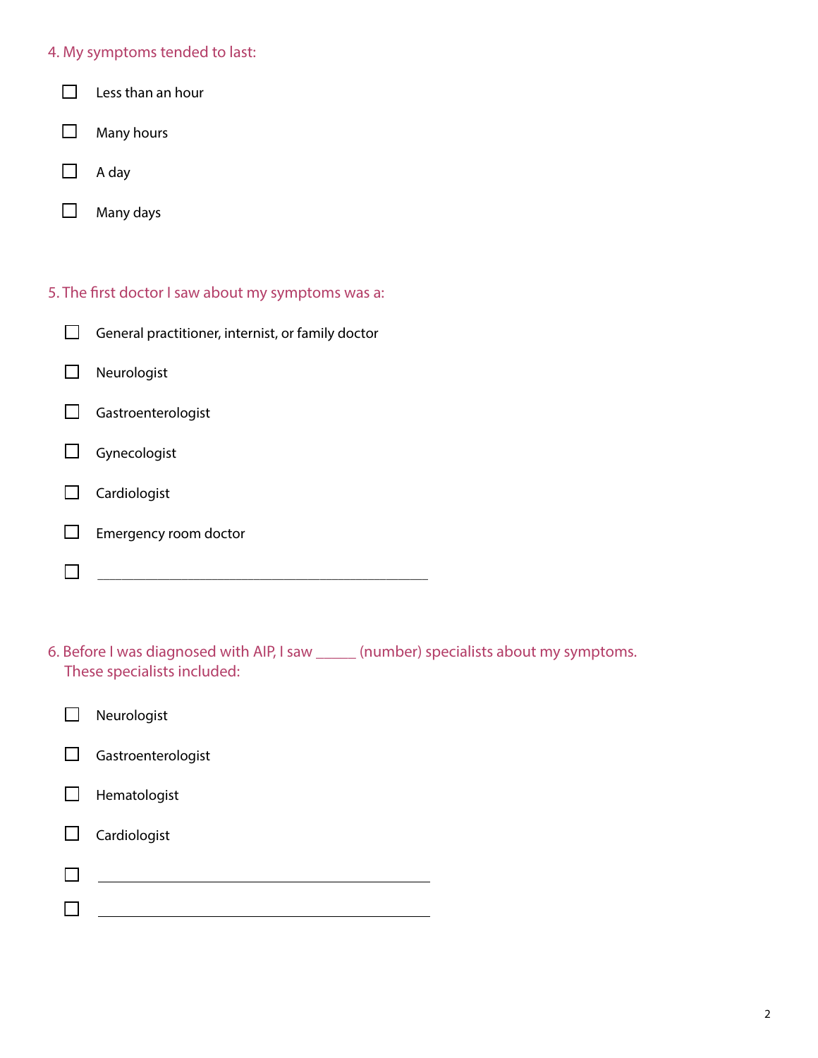4. My symptoms tended to last:

- [ ] Less than an hour
- [ ] Many hours
- [ ] A day
- [ ] Many days

5. The first doctor I saw about my symptoms was a:

- [ ] General practitioner, internist, or family doctor
- [ ] Neurologist
- [ ] Gastroenterologist
- [ ] Gynecologist
- [ ] Cardiologist
- [ ] Emergency room doctor
- [ ] ______________________________________________

6. Before I was diagnosed with AIP, I saw _____ (number) specialists about my symptoms. These specialists included:

- [ ] Neurologist
- [ ] Gastroenterologist
- [ ] Hematologist
- [ ] Cardiologist
- [ ] ______________________________________________
- [ ] ______________________________________________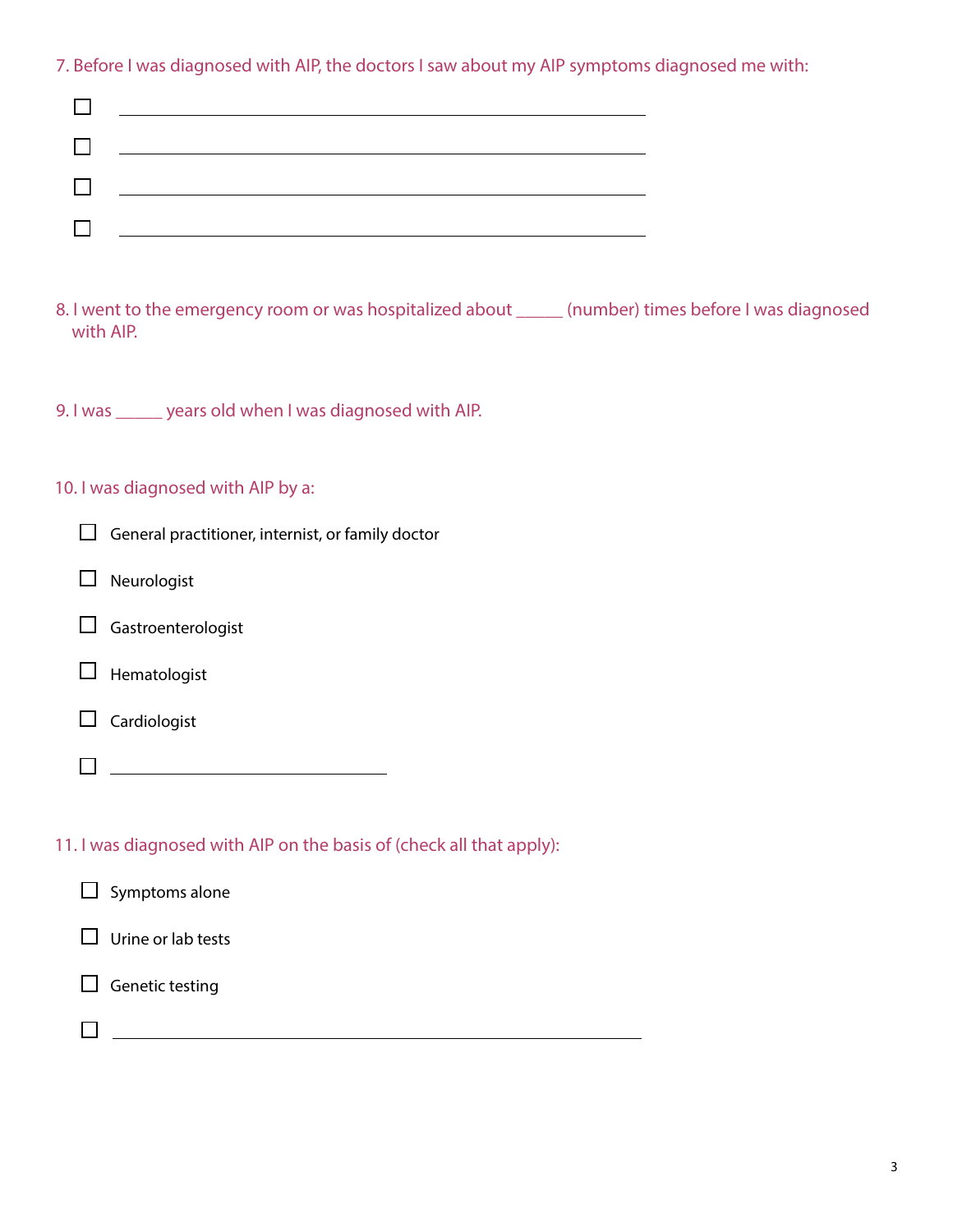7. Before I was diagnosed with AIP, the doctors I saw about my AIP symptoms diagnosed me with:

- ☐ ______________________________________________
- ☐ ______________________________________________
- ☐ ______________________________________________
- ☐ ______________________________________________

8. I went to the emergency room or was hospitalized about _____ (number) times before I was diagnosed with AIP.

9. I was _____ years old when I was diagnosed with AIP.

10. I was diagnosed with AIP by a:

- ☐ General practitioner, internist, or family doctor
- ☐ Neurologist
- ☐ Gastroenterologist
- ☐ Hematologist
- ☐ Cardiologist
- ☐ ________________________

11. I was diagnosed with AIP on the basis of (check all that apply):

- ☐ Symptoms alone
- ☐ Urine or lab tests
- ☐ Genetic testing
- ☐ ______________________________________________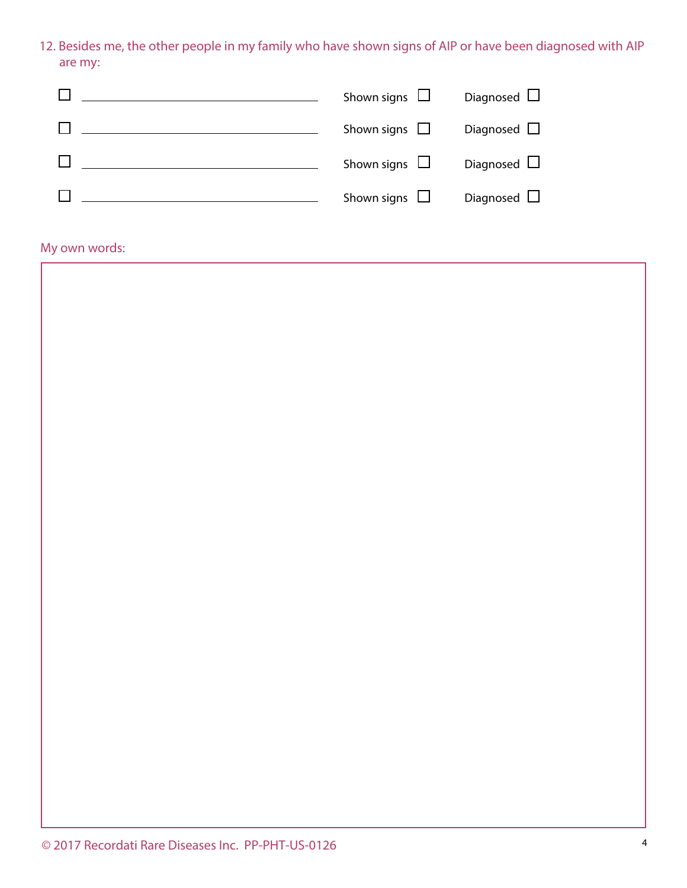12. Besides me, the other people in my family who have shown signs of AIP or have been diagnosed with AIP are my:

- ☐ ______________________ Shown signs ☐ Diagnosed ☐
- ☐ ______________________ Shown signs ☐ Diagnosed ☐
- ☐ ______________________ Shown signs ☐ Diagnosed ☐
- ☐ ______________________ Shown signs ☐ Diagnosed ☐

My own words:

© 2017 Recordati Rare Diseases Inc. PP-PHT-US-0126